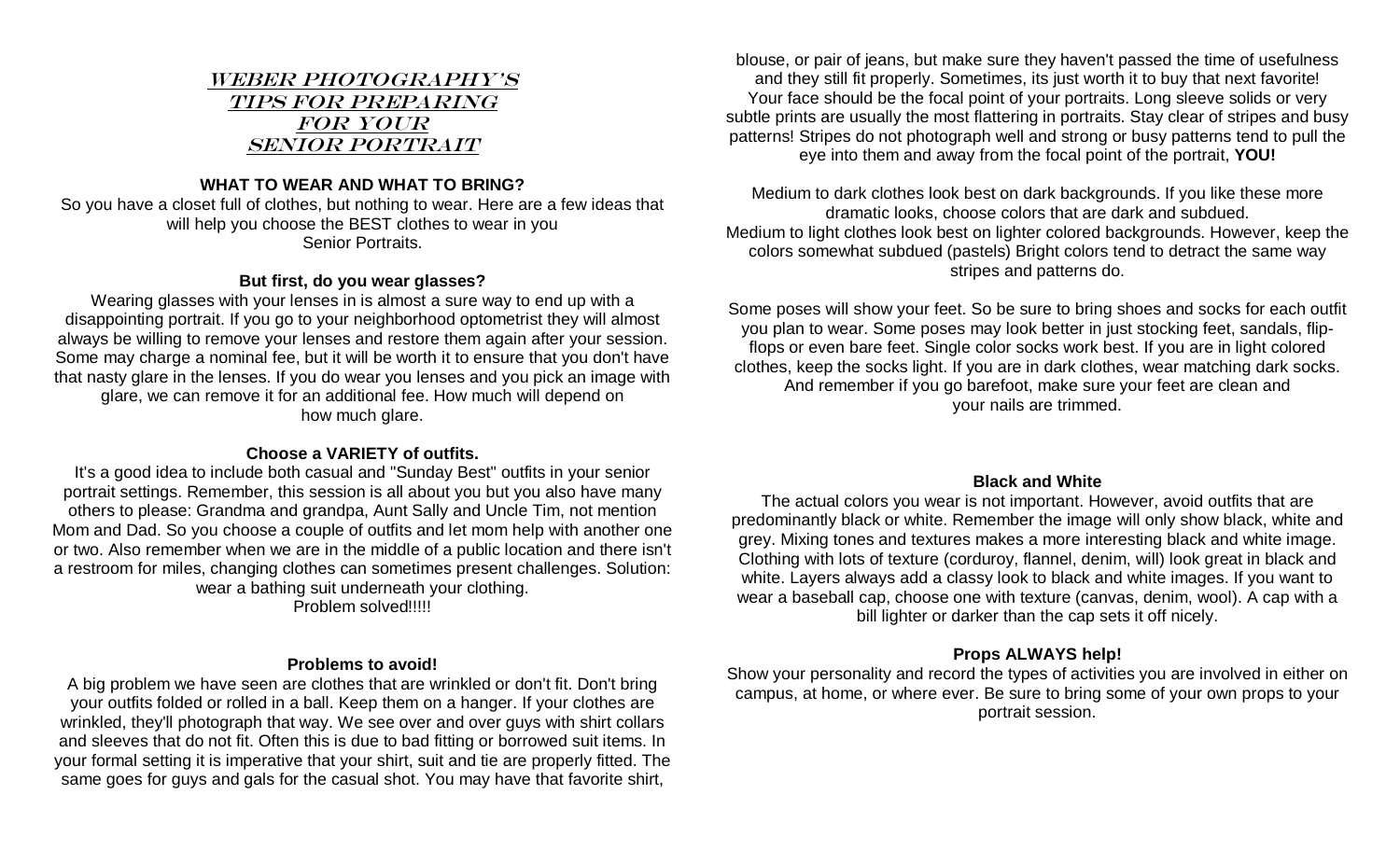# WEBER PHOTOGRAPHY'S TIPS FOR PREPARING FOR YOUR SENIOR PORTRAIT

**WHAT TO WEAR AND WHAT TO BRING?**

So you have a closet full of clothes, but nothing to wear. Here are a few ideas that will help you choose the BEST clothes to wear in you Senior Portraits.

**But first, do you wear glasses?**

Wearing glasses with your lenses in is almost a sure way to end up with a disappointing portrait. If you go to your neighborhood optometrist they will almost always be willing to remove your lenses and restore them again after your session. Some may charge a nominal fee, but it will be worth it to ensure that you don't have that nasty glare in the lenses. If you do wear you lenses and you pick an image with glare, we can remove it for an additional fee. How much will depend on how much glare.

**Choose a VARIETY of outfits.**

It's a good idea to include both casual and "Sunday Best" outfits in your senior portrait settings. Remember, this session is all about you but you also have many others to please: Grandma and grandpa, Aunt Sally and Uncle Tim, not mention Mom and Dad. So you choose a couple of outfits and let mom help with another one or two. Also remember when we are in the middle of a public location and there isn't a restroom for miles, changing clothes can sometimes present challenges. Solution: wear a bathing suit underneath your clothing. Problem solved!!!!!

**Problems to avoid!**

A big problem we have seen are clothes that are wrinkled or don't fit. Don't bring your outfits folded or rolled in a ball. Keep them on a hanger. If your clothes are wrinkled, they'll photograph that way. We see over and over guys with shirt collars and sleeves that do not fit. Often this is due to bad fitting or borrowed suit items. In your formal setting it is imperative that your shirt, suit and tie are properly fitted. The same goes for guys and gals for the casual shot. You may have that favorite shirt, blouse, or pair of jeans, but make sure they haven't passed the time of usefulness and they still fit properly. Sometimes, its just worth it to buy that next favorite! Your face should be the focal point of your portraits. Long sleeve solids or very subtle prints are usually the most flattering in portraits. Stay clear of stripes and busy patterns! Stripes do not photograph well and strong or busy patterns tend to pull the eye into them and away from the focal point of the portrait, **YOU!**

Medium to dark clothes look best on dark backgrounds. If you like these more dramatic looks, choose colors that are dark and subdued.
Medium to light clothes look best on lighter colored backgrounds. However, keep the colors somewhat subdued (pastels) Bright colors tend to detract the same way stripes and patterns do.

Some poses will show your feet. So be sure to bring shoes and socks for each outfit you plan to wear. Some poses may look better in just stocking feet, sandals, flip-flops or even bare feet. Single color socks work best. If you are in light colored clothes, keep the socks light. If you are in dark clothes, wear matching dark socks. And remember if you go barefoot, make sure your feet are clean and your nails are trimmed.

**Black and White**

The actual colors you wear is not important. However, avoid outfits that are predominantly black or white. Remember the image will only show black, white and grey. Mixing tones and textures makes a more interesting black and white image. Clothing with lots of texture (corduroy, flannel, denim, will) look great in black and white. Layers always add a classy look to black and white images. If you want to wear a baseball cap, choose one with texture (canvas, denim, wool). A cap with a bill lighter or darker than the cap sets it off nicely.

**Props ALWAYS help!**

Show your personality and record the types of activities you are involved in either on campus, at home, or where ever. Be sure to bring some of your own props to your portrait session.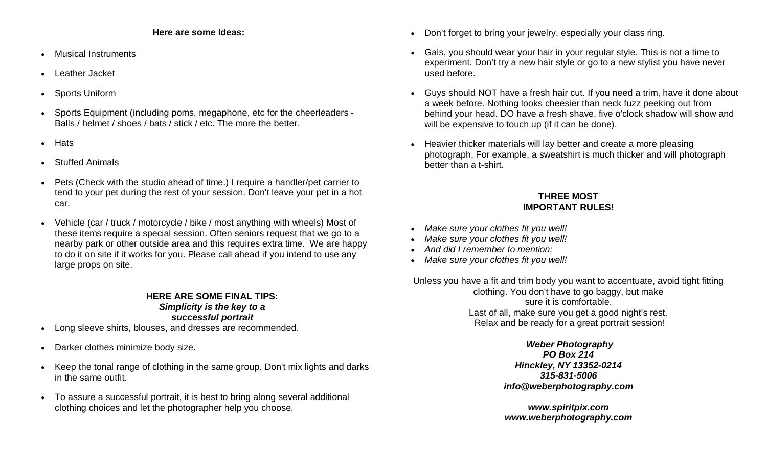**Here are some Ideas:**

- Musical Instruments
- Leather Jacket
- Sports Uniform
- Sports Equipment (including poms, megaphone, etc for the cheerleaders - Balls / helmet / shoes / bats / stick / etc. The more the better.
- Hats
- Stuffed Animals
- Pets (Check with the studio ahead of time.) I require a handler/pet carrier to tend to your pet during the rest of your session. Don't leave your pet in a hot car.
- Vehicle (car / truck / motorcycle / bike / most anything with wheels) Most of these items require a special session. Often seniors request that we go to a nearby park or other outside area and this requires extra time. We are happy to do it on site if it works for you. Please call ahead if you intend to use any large props on site.

**HERE ARE SOME FINAL TIPS:**
***Simplicity is the key to a successful portrait***

- Long sleeve shirts, blouses, and dresses are recommended.
- Darker clothes minimize body size.
- Keep the tonal range of clothing in the same group. Don't mix lights and darks in the same outfit.
- To assure a successful portrait, it is best to bring along several additional clothing choices and let the photographer help you choose.
- Don't forget to bring your jewelry, especially your class ring.
- Gals, you should wear your hair in your regular style. This is not a time to experiment. Don't try a new hair style or go to a new stylist you have never used before.
- Guys should NOT have a fresh hair cut. If you need a trim, have it done about a week before. Nothing looks cheesier than neck fuzz peeking out from behind your head. DO have a fresh shave. five o'clock shadow will show and will be expensive to touch up (if it can be done).
- Heavier thicker materials will lay better and create a more pleasing photograph. For example, a sweatshirt is much thicker and will photograph better than a t-shirt.

**THREE MOST IMPORTANT RULES!**

- *Make sure your clothes fit you well!*
- *Make sure your clothes fit you well!*
- *And did I remember to mention;*
- *Make sure your clothes fit you well!*

Unless you have a fit and trim body you want to accentuate, avoid tight fitting clothing. You don't have to go baggy, but make sure it is comfortable.
Last of all, make sure you get a good night's rest.
Relax and be ready for a great portrait session!

***Weber Photography***
***PO Box 214***
***Hinckley, NY 13352-0214***
***315-831-5006***
***info@weberphotography.com***

***www.spiritpix.com***
***www.weberphotography.com***